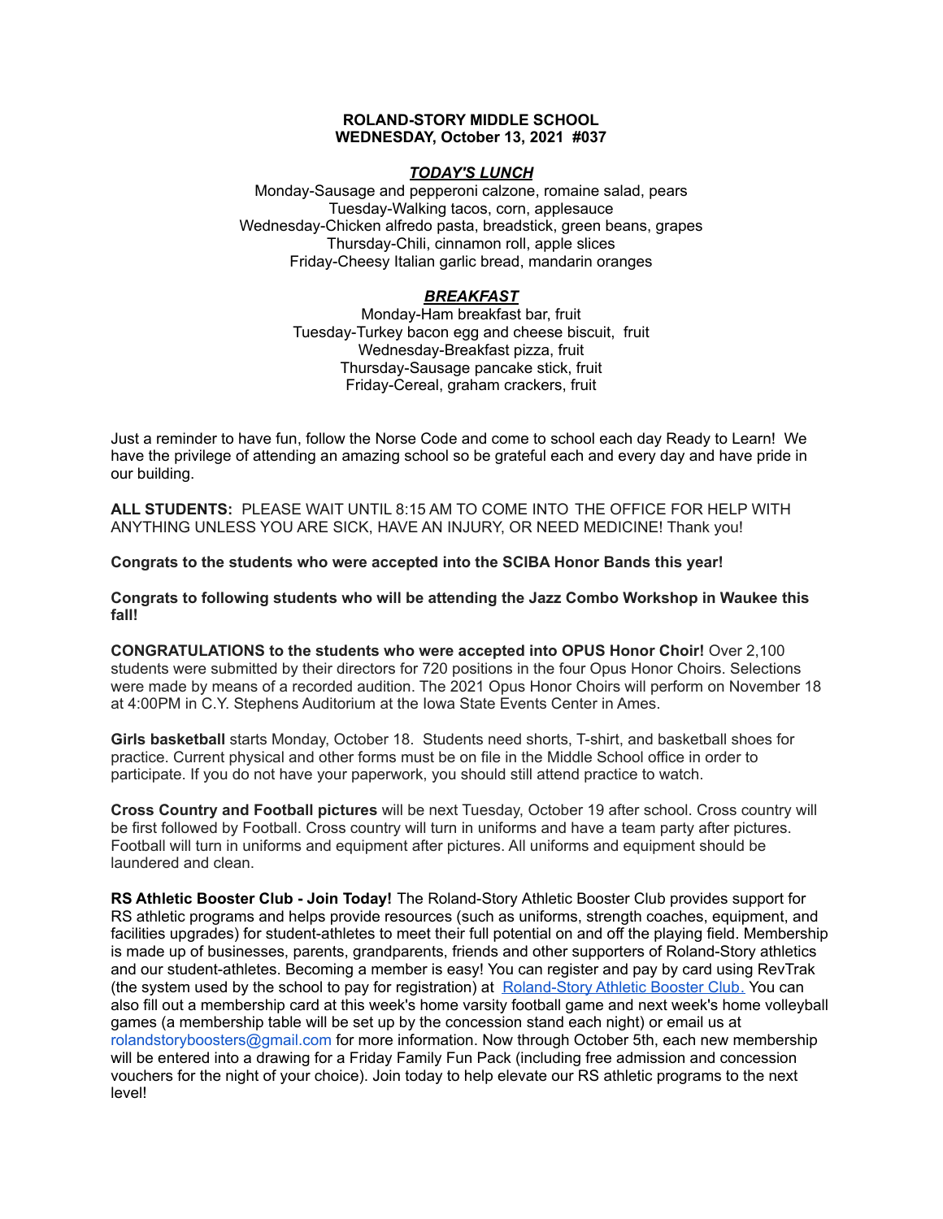**ROLAND-STORY MIDDLE SCHOOL**
**WEDNESDAY, October 13, 2021 #037**

***TODAY'S LUNCH***

Monday-Sausage and pepperoni calzone, romaine salad, pears
Tuesday-Walking tacos, corn, applesauce
Wednesday-Chicken alfredo pasta, breadstick, green beans, grapes
Thursday-Chili, cinnamon roll, apple slices
Friday-Cheesy Italian garlic bread, mandarin oranges

***BREAKFAST***

Monday-Ham breakfast bar, fruit
Tuesday-Turkey bacon egg and cheese biscuit, fruit
Wednesday-Breakfast pizza, fruit
Thursday-Sausage pancake stick, fruit
Friday-Cereal, graham crackers, fruit

Just a reminder to have fun, follow the Norse Code and come to school each day Ready to Learn! We have the privilege of attending an amazing school so be grateful each and every day and have pride in our building.

**ALL STUDENTS:** PLEASE WAIT UNTIL 8:15 AM TO COME INTO THE OFFICE FOR HELP WITH ANYTHING UNLESS YOU ARE SICK, HAVE AN INJURY, OR NEED MEDICINE! Thank you!

**Congrats to the students who were accepted into the SCIBA Honor Bands this year!**

**Congrats to following students who will be attending the Jazz Combo Workshop in Waukee this fall!**

**CONGRATULATIONS to the students who were accepted into OPUS Honor Choir!** Over 2,100 students were submitted by their directors for 720 positions in the four Opus Honor Choirs. Selections were made by means of a recorded audition. The 2021 Opus Honor Choirs will perform on November 18 at 4:00PM in C.Y. Stephens Auditorium at the Iowa State Events Center in Ames.

**Girls basketball** starts Monday, October 18. Students need shorts, T-shirt, and basketball shoes for practice. Current physical and other forms must be on file in the Middle School office in order to participate. If you do not have your paperwork, you should still attend practice to watch.

**Cross Country and Football pictures** will be next Tuesday, October 19 after school. Cross country will be first followed by Football. Cross country will turn in uniforms and have a team party after pictures. Football will turn in uniforms and equipment after pictures. All uniforms and equipment should be laundered and clean.

**RS Athletic Booster Club - Join Today!** The Roland-Story Athletic Booster Club provides support for RS athletic programs and helps provide resources (such as uniforms, strength coaches, equipment, and facilities upgrades) for student-athletes to meet their full potential on and off the playing field. Membership is made up of businesses, parents, grandparents, friends and other supporters of Roland-Story athletics and our student-athletes. Becoming a member is easy! You can register and pay by card using RevTrak (the system used by the school to pay for registration) at Roland-Story Athletic Booster Club. You can also fill out a membership card at this week's home varsity football game and next week's home volleyball games (a membership table will be set up by the concession stand each night) or email us at rolandstoryboosters@gmail.com for more information. Now through October 5th, each new membership will be entered into a drawing for a Friday Family Fun Pack (including free admission and concession vouchers for the night of your choice). Join today to help elevate our RS athletic programs to the next level!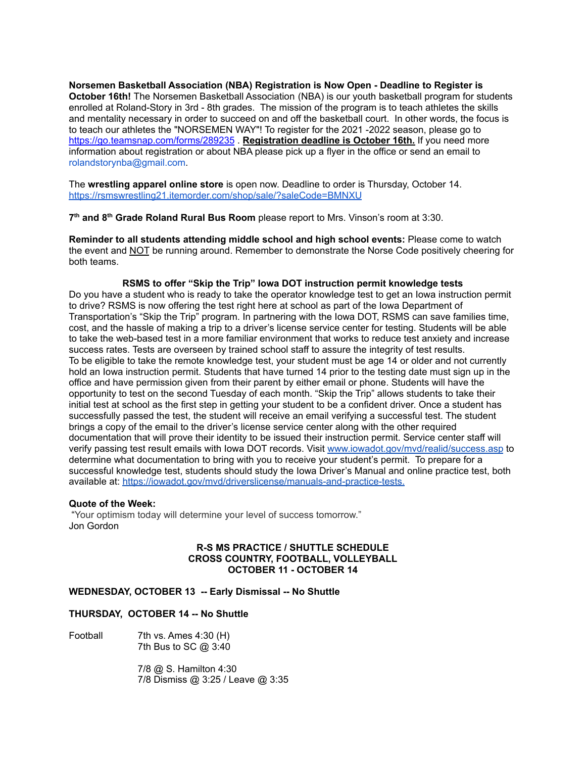**Norsemen Basketball Association (NBA) Registration is Now Open - Deadline to Register is October 16th!** The Norsemen Basketball Association (NBA) is our youth basketball program for students enrolled at Roland-Story in 3rd - 8th grades. The mission of the program is to teach athletes the skills and mentality necessary in order to succeed on and off the basketball court. In other words, the focus is to teach our athletes the "NORSEMEN WAY"! To register for the 2021 -2022 season, please go to https://go.teamsnap.com/forms/289235 . **Registration deadline is October 16th.** If you need more information about registration or about NBA please pick up a flyer in the office or send an email to rolandstorynba@gmail.com.

The **wrestling apparel online store** is open now. Deadline to order is Thursday, October 14. https://rsmswrestling21.itemorder.com/shop/sale/?saleCode=BMNXU

**7th and 8th Grade Roland Rural Bus Room** please report to Mrs. Vinson's room at 3:30.

**Reminder to all students attending middle school and high school events:** Please come to watch the event and NOT be running around. Remember to demonstrate the Norse Code positively cheering for both teams.

### RSMS to offer "Skip the Trip" Iowa DOT instruction permit knowledge tests

Do you have a student who is ready to take the operator knowledge test to get an Iowa instruction permit to drive? RSMS is now offering the test right here at school as part of the Iowa Department of Transportation's "Skip the Trip" program. In partnering with the Iowa DOT, RSMS can save families time, cost, and the hassle of making a trip to a driver's license service center for testing. Students will be able to take the web-based test in a more familiar environment that works to reduce test anxiety and increase success rates. Tests are overseen by trained school staff to assure the integrity of test results.
To be eligible to take the remote knowledge test, your student must be age 14 or older and not currently hold an Iowa instruction permit. Students that have turned 14 prior to the testing date must sign up in the office and have permission given from their parent by either email or phone. Students will have the opportunity to test on the second Tuesday of each month. "Skip the Trip" allows students to take their initial test at school as the first step in getting your student to be a confident driver. Once a student has successfully passed the test, the student will receive an email verifying a successful test. The student brings a copy of the email to the driver's license service center along with the other required documentation that will prove their identity to be issued their instruction permit. Service center staff will verify passing test result emails with Iowa DOT records. Visit www.iowadot.gov/mvd/realid/success.asp to determine what documentation to bring with you to receive your student's permit. To prepare for a successful knowledge test, students should study the Iowa Driver's Manual and online practice test, both available at: https://iowadot.gov/mvd/driverslicense/manuals-and-practice-tests.

**Quote of the Week:**
"Your optimism today will determine your level of success tomorrow."
Jon Gordon

### R-S MS PRACTICE / SHUTTLE SCHEDULE
### CROSS COUNTRY, FOOTBALL, VOLLEYBALL
### OCTOBER 11 - OCTOBER 14

**WEDNESDAY, OCTOBER 13 -- Early Dismissal -- No Shuttle**

**THURSDAY, OCTOBER 14 -- No Shuttle**

Football
7th vs. Ames 4:30 (H)
7th Bus to SC @ 3:40

7/8 @ S. Hamilton 4:30
7/8 Dismiss @ 3:25 / Leave @ 3:35